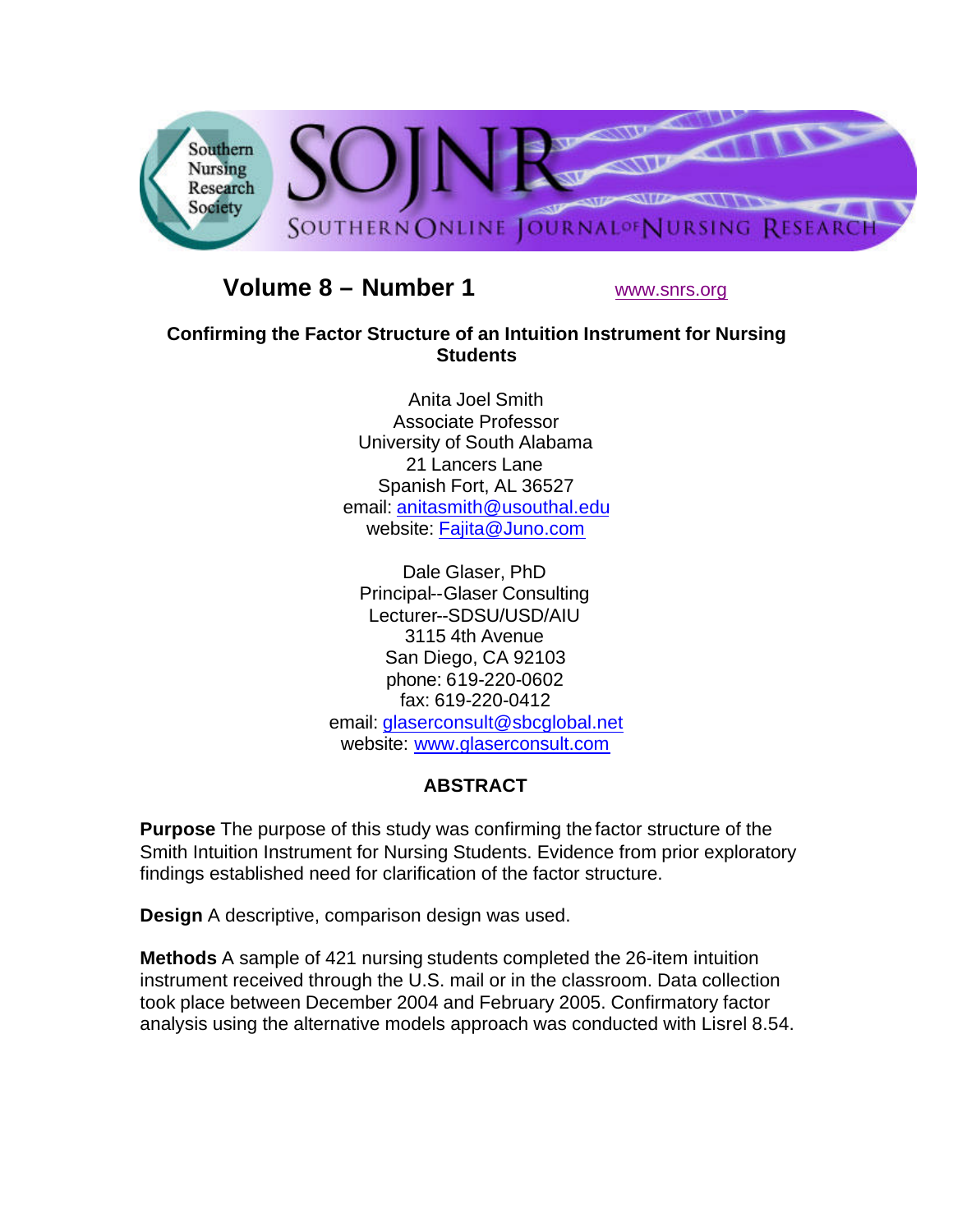Southern Nursing Research Society

SOJNR

SOUTHERN ONLINE JOURNAL OF NURSING RESEARCH

**Volume 8 – Number 1** www.snrs.org

## Confirming the Factor Structure of an Intuition Instrument for Nursing Students

Anita Joel Smith
Associate Professor
University of South Alabama
21 Lancers Lane
Spanish Fort, AL 36527
email: anitasmith@usouthal.edu
website: Fajita@Juno.com

Dale Glaser, PhD
Principal--Glaser Consulting
Lecturer--SDSU/USD/AIU
3115 4th Avenue
San Diego, CA 92103
phone: 619-220-0602
fax: 619-220-0412
email: glaserconsult@sbcglobal.net
website: www.glaserconsult.com

### ABSTRACT

**Purpose** The purpose of this study was confirming the factor structure of the Smith Intuition Instrument for Nursing Students. Evidence from prior exploratory findings established need for clarification of the factor structure.

**Design** A descriptive, comparison design was used.

**Methods** A sample of 421 nursing students completed the 26-item intuition instrument received through the U.S. mail or in the classroom. Data collection took place between December 2004 and February 2005. Confirmatory factor analysis using the alternative models approach was conducted with Lisrel 8.54.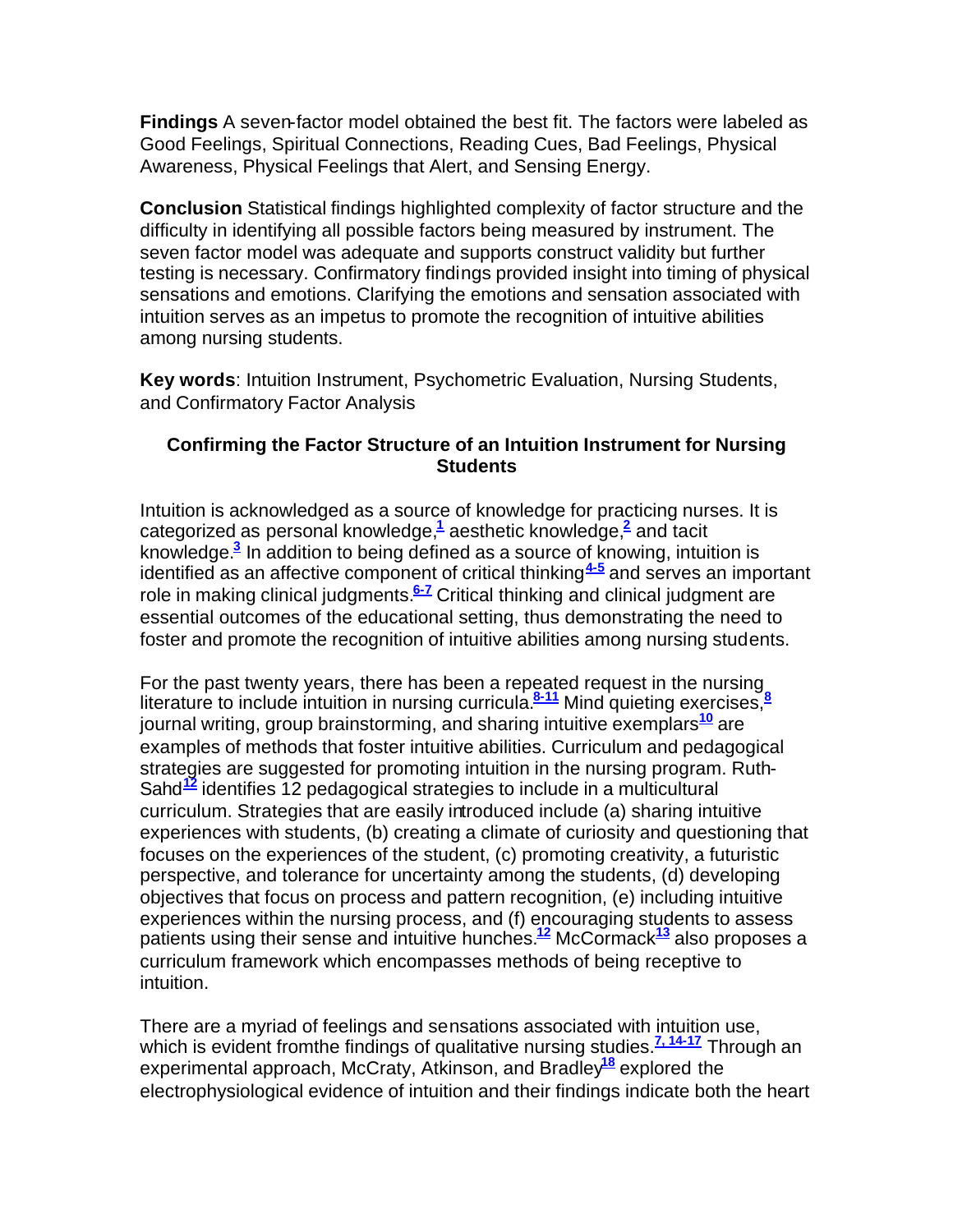**Findings** A seven-factor model obtained the best fit. The factors were labeled as Good Feelings, Spiritual Connections, Reading Cues, Bad Feelings, Physical Awareness, Physical Feelings that Alert, and Sensing Energy.

**Conclusion** Statistical findings highlighted complexity of factor structure and the difficulty in identifying all possible factors being measured by instrument. The seven factor model was adequate and supports construct validity but further testing is necessary. Confirmatory findings provided insight into timing of physical sensations and emotions. Clarifying the emotions and sensation associated with intuition serves as an impetus to promote the recognition of intuitive abilities among nursing students.

**Key words**: Intuition Instrument, Psychometric Evaluation, Nursing Students, and Confirmatory Factor Analysis

## Confirming the Factor Structure of an Intuition Instrument for Nursing Students

Intuition is acknowledged as a source of knowledge for practicing nurses. It is categorized as personal knowledge,[1] aesthetic knowledge,[2] and tacit knowledge.[3] In addition to being defined as a source of knowing, intuition is identified as an affective component of critical thinking[4-5] and serves an important role in making clinical judgments.[6-7] Critical thinking and clinical judgment are essential outcomes of the educational setting, thus demonstrating the need to foster and promote the recognition of intuitive abilities among nursing students.

For the past twenty years, there has been a repeated request in the nursing literature to include intuition in nursing curricula.[8-11] Mind quieting exercises,[8] journal writing, group brainstorming, and sharing intuitive exemplars[10] are examples of methods that foster intuitive abilities. Curriculum and pedagogical strategies are suggested for promoting intuition in the nursing program. Ruth-Sahd[12] identifies 12 pedagogical strategies to include in a multicultural curriculum. Strategies that are easily introduced include (a) sharing intuitive experiences with students, (b) creating a climate of curiosity and questioning that focuses on the experiences of the student, (c) promoting creativity, a futuristic perspective, and tolerance for uncertainty among the students, (d) developing objectives that focus on process and pattern recognition, (e) including intuitive experiences within the nursing process, and (f) encouraging students to assess patients using their sense and intuitive hunches.[12] McCormack[13] also proposes a curriculum framework which encompasses methods of being receptive to intuition.

There are a myriad of feelings and sensations associated with intuition use, which is evident fromthe findings of qualitative nursing studies.[7, 14-17] Through an experimental approach, McCraty, Atkinson, and Bradley[18] explored the electrophysiological evidence of intuition and their findings indicate both the heart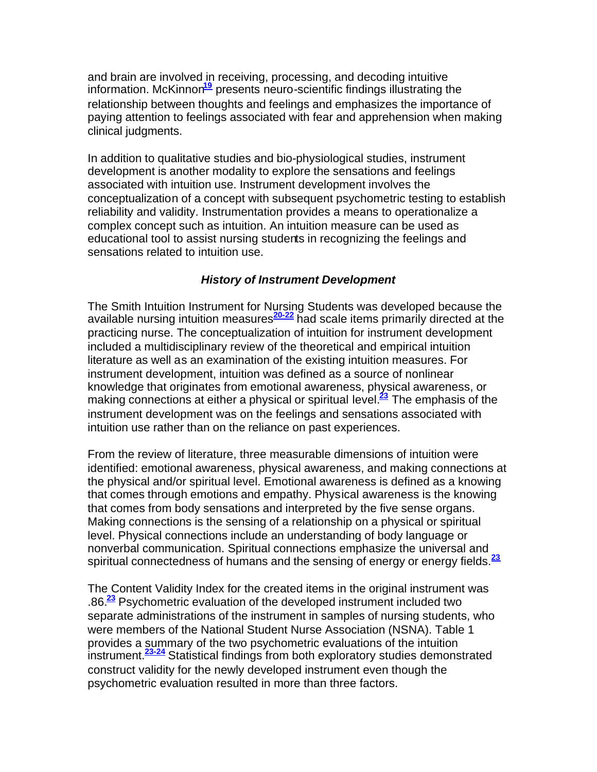and brain are involved in receiving, processing, and decoding intuitive information. McKinnon[19] presents neuro-scientific findings illustrating the relationship between thoughts and feelings and emphasizes the importance of paying attention to feelings associated with fear and apprehension when making clinical judgments.

In addition to qualitative studies and bio-physiological studies, instrument development is another modality to explore the sensations and feelings associated with intuition use. Instrument development involves the conceptualization of a concept with subsequent psychometric testing to establish reliability and validity. Instrumentation provides a means to operationalize a complex concept such as intuition. An intuition measure can be used as educational tool to assist nursing students in recognizing the feelings and sensations related to intuition use.

### *History of Instrument Development*

The Smith Intuition Instrument for Nursing Students was developed because the available nursing intuition measures[20-22] had scale items primarily directed at the practicing nurse. The conceptualization of intuition for instrument development included a multidisciplinary review of the theoretical and empirical intuition literature as well as an examination of the existing intuition measures. For instrument development, intuition was defined as a source of nonlinear knowledge that originates from emotional awareness, physical awareness, or making connections at either a physical or spiritual level.[23] The emphasis of the instrument development was on the feelings and sensations associated with intuition use rather than on the reliance on past experiences.

From the review of literature, three measurable dimensions of intuition were identified: emotional awareness, physical awareness, and making connections at the physical and/or spiritual level. Emotional awareness is defined as a knowing that comes through emotions and empathy. Physical awareness is the knowing that comes from body sensations and interpreted by the five sense organs. Making connections is the sensing of a relationship on a physical or spiritual level. Physical connections include an understanding of body language or nonverbal communication. Spiritual connections emphasize the universal and spiritual connectedness of humans and the sensing of energy or energy fields.[23]

The Content Validity Index for the created items in the original instrument was .86.[23] Psychometric evaluation of the developed instrument included two separate administrations of the instrument in samples of nursing students, who were members of the National Student Nurse Association (NSNA). Table 1 provides a summary of the two psychometric evaluations of the intuition instrument.[23-24] Statistical findings from both exploratory studies demonstrated construct validity for the newly developed instrument even though the psychometric evaluation resulted in more than three factors.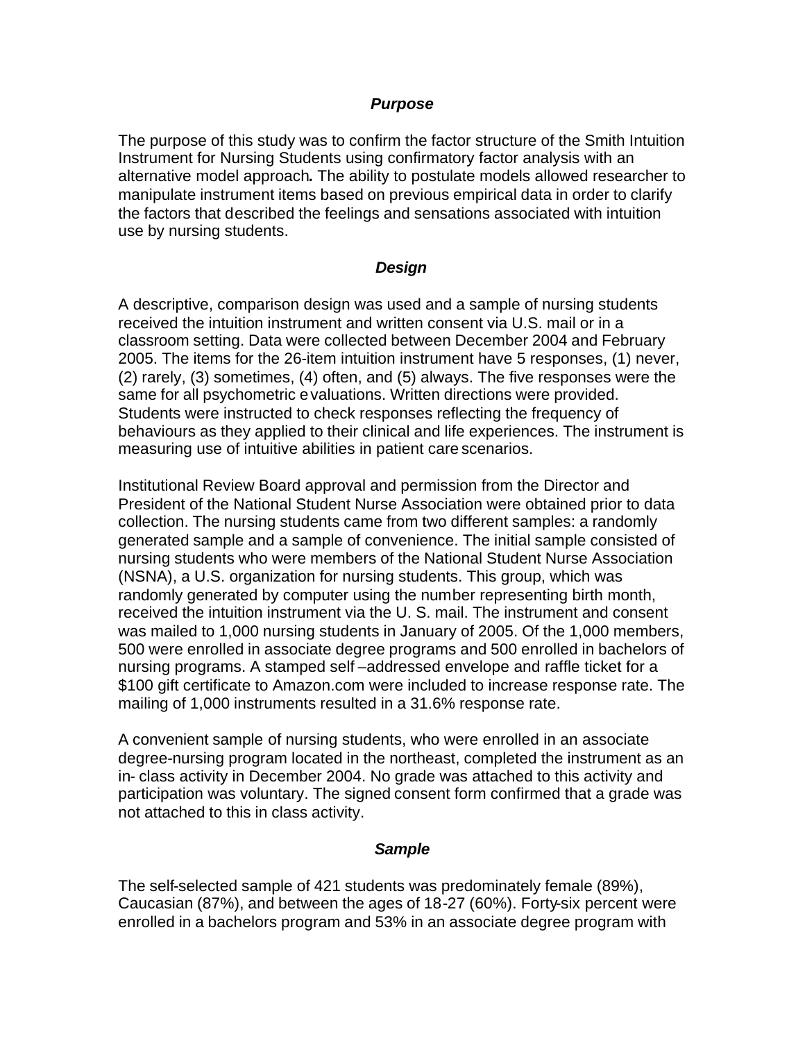## ***Purpose***

The purpose of this study was to confirm the factor structure of the Smith Intuition Instrument for Nursing Students using confirmatory factor analysis with an alternative model approach**.** The ability to postulate models allowed researcher to manipulate instrument items based on previous empirical data in order to clarify the factors that described the feelings and sensations associated with intuition use by nursing students.

## ***Design***

A descriptive, comparison design was used and a sample of nursing students received the intuition instrument and written consent via U.S. mail or in a classroom setting. Data were collected between December 2004 and February 2005. The items for the 26-item intuition instrument have 5 responses, (1) never, (2) rarely, (3) sometimes, (4) often, and (5) always. The five responses were the same for all psychometric evaluations. Written directions were provided. Students were instructed to check responses reflecting the frequency of behaviours as they applied to their clinical and life experiences. The instrument is measuring use of intuitive abilities in patient care scenarios.

Institutional Review Board approval and permission from the Director and President of the National Student Nurse Association were obtained prior to data collection. The nursing students came from two different samples: a randomly generated sample and a sample of convenience. The initial sample consisted of nursing students who were members of the National Student Nurse Association (NSNA), a U.S. organization for nursing students. This group, which was randomly generated by computer using the number representing birth month, received the intuition instrument via the U. S. mail. The instrument and consent was mailed to 1,000 nursing students in January of 2005. Of the 1,000 members, 500 were enrolled in associate degree programs and 500 enrolled in bachelors of nursing programs. A stamped self –addressed envelope and raffle ticket for a $100 gift certificate to Amazon.com were included to increase response rate. The mailing of 1,000 instruments resulted in a 31.6% response rate.

A convenient sample of nursing students, who were enrolled in an associate degree-nursing program located in the northeast, completed the instrument as an in- class activity in December 2004. No grade was attached to this activity and participation was voluntary. The signed consent form confirmed that a grade was not attached to this in class activity.

## ***Sample***

The self-selected sample of 421 students was predominately female (89%), Caucasian (87%), and between the ages of 18-27 (60%). Forty-six percent were enrolled in a bachelors program and 53% in an associate degree program with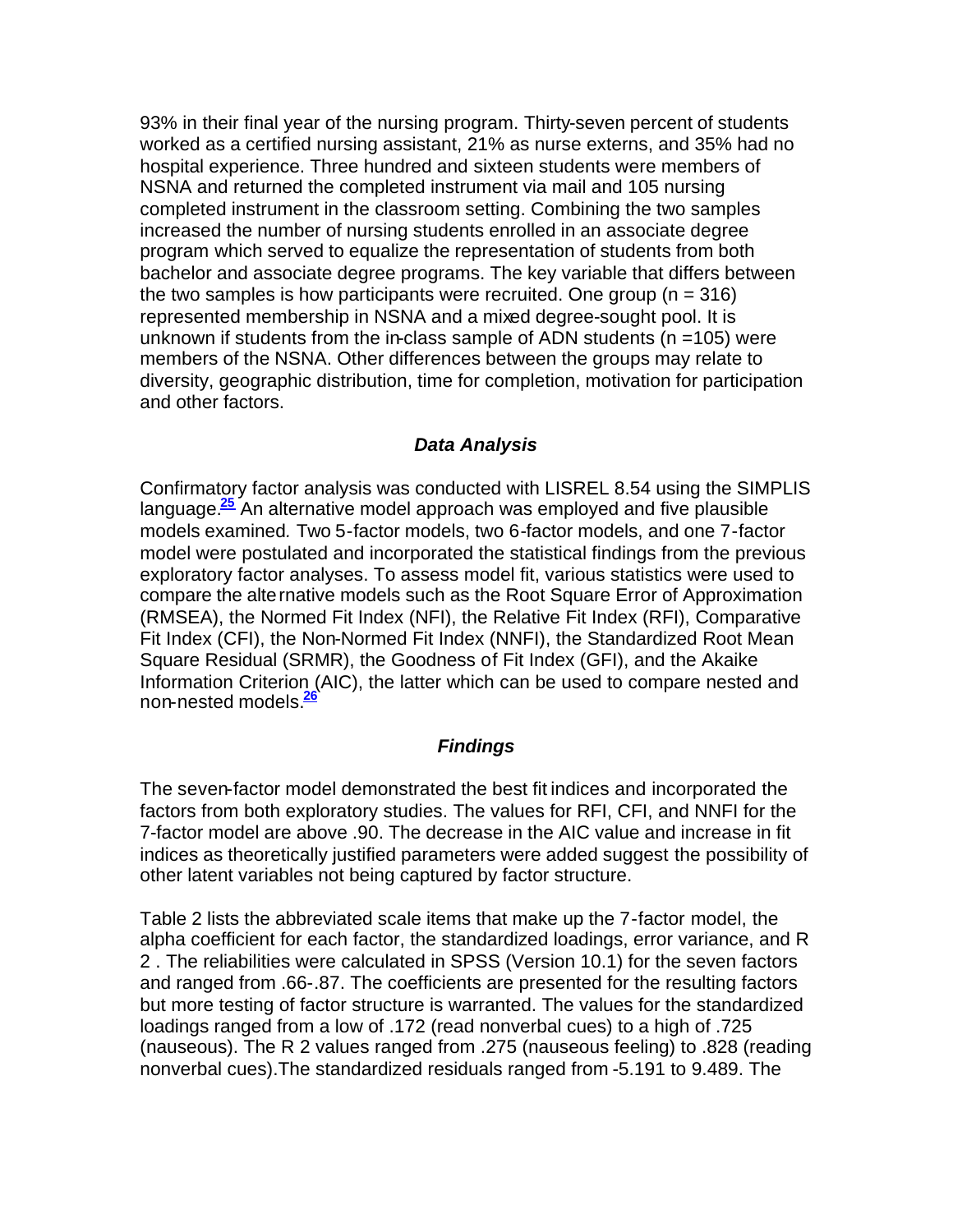93% in their final year of the nursing program. Thirty-seven percent of students worked as a certified nursing assistant, 21% as nurse externs, and 35% had no hospital experience. Three hundred and sixteen students were members of NSNA and returned the completed instrument via mail and 105 nursing completed instrument in the classroom setting. Combining the two samples increased the number of nursing students enrolled in an associate degree program which served to equalize the representation of students from both bachelor and associate degree programs. The key variable that differs between the two samples is how participants were recruited. One group (n = 316) represented membership in NSNA and a mixed degree-sought pool. It is unknown if students from the in-class sample of ADN students (n =105) were members of the NSNA. Other differences between the groups may relate to diversity, geographic distribution, time for completion, motivation for participation and other factors.

### *Data Analysis*

Confirmatory factor analysis was conducted with LISREL 8.54 using the SIMPLIS language.[25] An alternative model approach was employed and five plausible models examined. Two 5-factor models, two 6-factor models, and one 7-factor model were postulated and incorporated the statistical findings from the previous exploratory factor analyses. To assess model fit, various statistics were used to compare the alternative models such as the Root Square Error of Approximation (RMSEA), the Normed Fit Index (NFI), the Relative Fit Index (RFI), Comparative Fit Index (CFI), the Non-Normed Fit Index (NNFI), the Standardized Root Mean Square Residual (SRMR), the Goodness of Fit Index (GFI), and the Akaike Information Criterion (AIC), the latter which can be used to compare nested and non-nested models.[26]

### *Findings*

The seven-factor model demonstrated the best fit indices and incorporated the factors from both exploratory studies. The values for RFI, CFI, and NNFI for the 7-factor model are above .90. The decrease in the AIC value and increase in fit indices as theoretically justified parameters were added suggest the possibility of other latent variables not being captured by factor structure.

Table 2 lists the abbreviated scale items that make up the 7-factor model, the alpha coefficient for each factor, the standardized loadings, error variance, and $R^2$. The reliabilities were calculated in SPSS (Version 10.1) for the seven factors and ranged from .66-.87. The coefficients are presented for the resulting factors but more testing of factor structure is warranted. The values for the standardized loadings ranged from a low of .172 (read nonverbal cues) to a high of .725 (nauseous). The $R^2$ values ranged from .275 (nauseous feeling) to .828 (reading nonverbal cues).The standardized residuals ranged from -5.191 to 9.489. The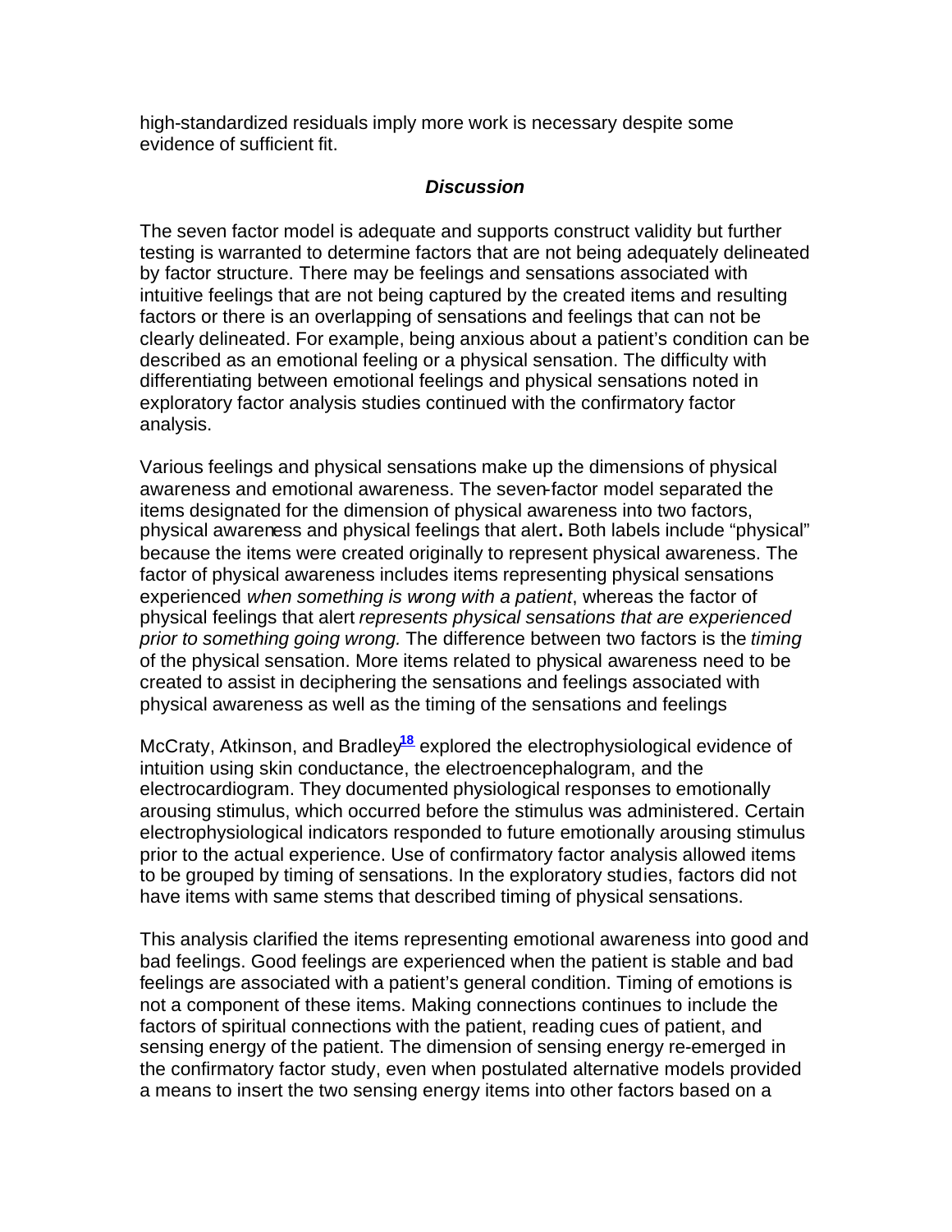high-standardized residuals imply more work is necessary despite some evidence of sufficient fit.

## *Discussion*

The seven factor model is adequate and supports construct validity but further testing is warranted to determine factors that are not being adequately delineated by factor structure. There may be feelings and sensations associated with intuitive feelings that are not being captured by the created items and resulting factors or there is an overlapping of sensations and feelings that can not be clearly delineated. For example, being anxious about a patient's condition can be described as an emotional feeling or a physical sensation. The difficulty with differentiating between emotional feelings and physical sensations noted in exploratory factor analysis studies continued with the confirmatory factor analysis.

Various feelings and physical sensations make up the dimensions of physical awareness and emotional awareness. The seven-factor model separated the items designated for the dimension of physical awareness into two factors, physical awareness and physical feelings that alert**.** Both labels include "physical" because the items were created originally to represent physical awareness. The factor of physical awareness includes items representing physical sensations experienced *when something is wrong with a patient*, whereas the factor of physical feelings that alert *represents physical sensations that are experienced prior to something going wrong.* The difference between two factors is the *timing* of the physical sensation. More items related to physical awareness need to be created to assist in deciphering the sensations and feelings associated with physical awareness as well as the timing of the sensations and feelings

McCraty, Atkinson, and Bradley[18] explored the electrophysiological evidence of intuition using skin conductance, the electroencephalogram, and the electrocardiogram. They documented physiological responses to emotionally arousing stimulus, which occurred before the stimulus was administered. Certain electrophysiological indicators responded to future emotionally arousing stimulus prior to the actual experience. Use of confirmatory factor analysis allowed items to be grouped by timing of sensations. In the exploratory studies, factors did not have items with same stems that described timing of physical sensations.

This analysis clarified the items representing emotional awareness into good and bad feelings. Good feelings are experienced when the patient is stable and bad feelings are associated with a patient's general condition. Timing of emotions is not a component of these items. Making connections continues to include the factors of spiritual connections with the patient, reading cues of patient, and sensing energy of the patient. The dimension of sensing energy re-emerged in the confirmatory factor study, even when postulated alternative models provided a means to insert the two sensing energy items into other factors based on a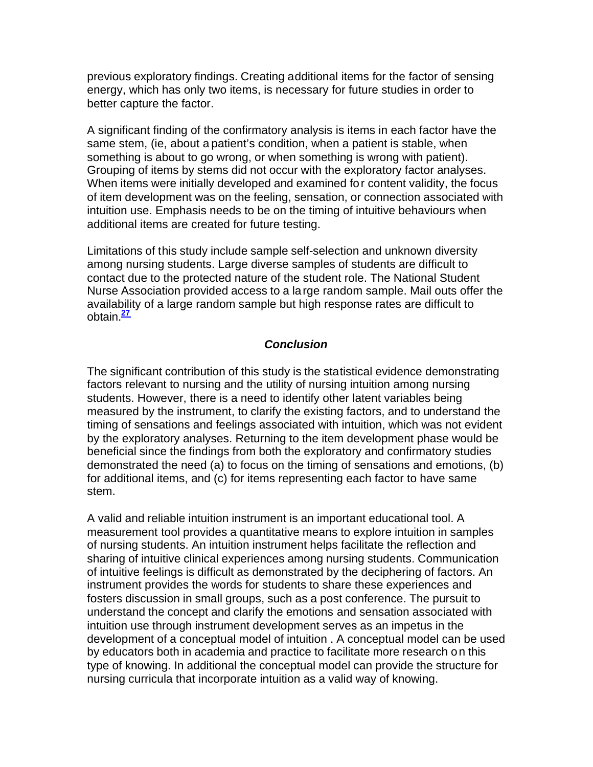previous exploratory findings. Creating additional items for the factor of sensing energy, which has only two items, is necessary for future studies in order to better capture the factor.

A significant finding of the confirmatory analysis is items in each factor have the same stem, (ie, about a patient's condition, when a patient is stable, when something is about to go wrong, or when something is wrong with patient). Grouping of items by stems did not occur with the exploratory factor analyses. When items were initially developed and examined for content validity, the focus of item development was on the feeling, sensation, or connection associated with intuition use. Emphasis needs to be on the timing of intuitive behaviours when additional items are created for future testing.

Limitations of this study include sample self-selection and unknown diversity among nursing students. Large diverse samples of students are difficult to contact due to the protected nature of the student role. The National Student Nurse Association provided access to a large random sample. Mail outs offer the availability of a large random sample but high response rates are difficult to obtain.[27]

### *Conclusion*

The significant contribution of this study is the statistical evidence demonstrating factors relevant to nursing and the utility of nursing intuition among nursing students. However, there is a need to identify other latent variables being measured by the instrument, to clarify the existing factors, and to understand the timing of sensations and feelings associated with intuition, which was not evident by the exploratory analyses. Returning to the item development phase would be beneficial since the findings from both the exploratory and confirmatory studies demonstrated the need (a) to focus on the timing of sensations and emotions, (b) for additional items, and (c) for items representing each factor to have same stem.

A valid and reliable intuition instrument is an important educational tool. A measurement tool provides a quantitative means to explore intuition in samples of nursing students. An intuition instrument helps facilitate the reflection and sharing of intuitive clinical experiences among nursing students. Communication of intuitive feelings is difficult as demonstrated by the deciphering of factors. An instrument provides the words for students to share these experiences and fosters discussion in small groups, such as a post conference. The pursuit to understand the concept and clarify the emotions and sensation associated with intuition use through instrument development serves as an impetus in the development of a conceptual model of intuition . A conceptual model can be used by educators both in academia and practice to facilitate more research on this type of knowing. In additional the conceptual model can provide the structure for nursing curricula that incorporate intuition as a valid way of knowing.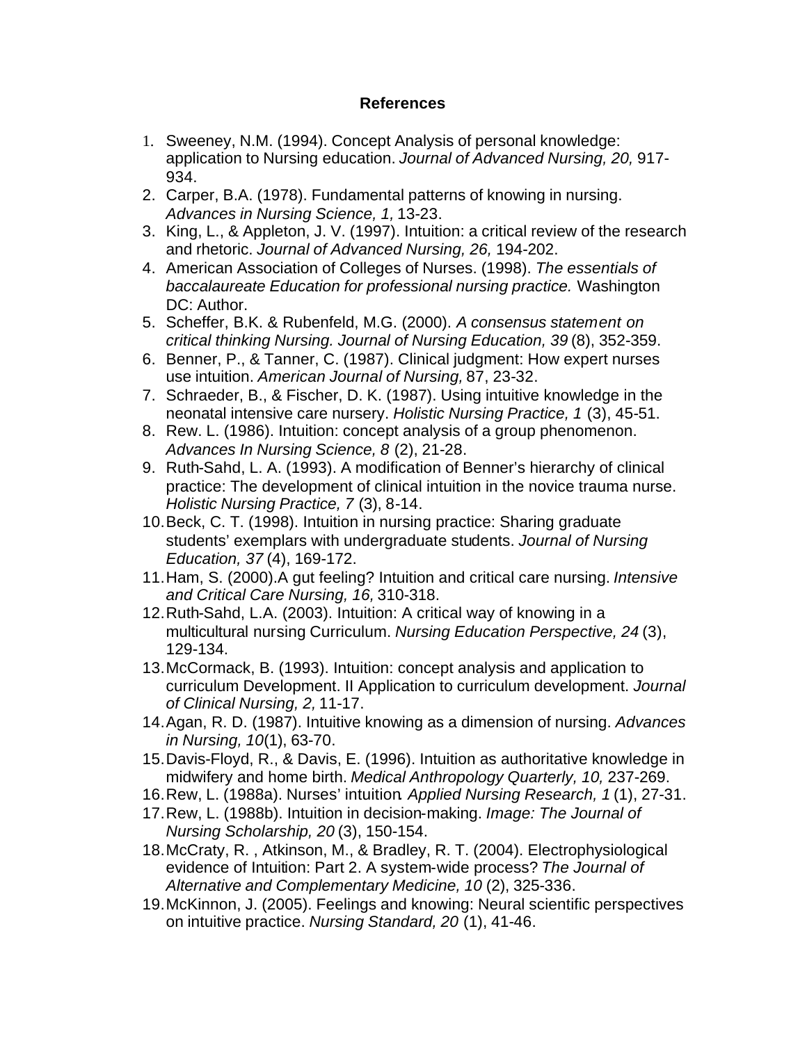# References

1. Sweeney, N.M. (1994). Concept Analysis of personal knowledge: application to Nursing education. *Journal of Advanced Nursing, 20,* 917-934.
2. Carper, B.A. (1978). Fundamental patterns of knowing in nursing. *Advances in Nursing Science, 1,* 13-23.
3. King, L., & Appleton, J. V. (1997). Intuition: a critical review of the research and rhetoric. *Journal of Advanced Nursing, 26,* 194-202.
4. American Association of Colleges of Nurses. (1998). *The essentials of baccalaureate Education for professional nursing practice.* Washington DC: Author.
5. Scheffer, B.K. & Rubenfeld, M.G. (2000). *A consensus statement on critical thinking Nursing. Journal of Nursing Education, 39* (8), 352-359.
6. Benner, P., & Tanner, C. (1987). Clinical judgment: How expert nurses use intuition. *American Journal of Nursing,* 87, 23-32.
7. Schraeder, B., & Fischer, D. K. (1987). Using intuitive knowledge in the neonatal intensive care nursery. *Holistic Nursing Practice, 1* (3), 45-51.
8. Rew. L. (1986). Intuition: concept analysis of a group phenomenon. *Advances In Nursing Science, 8* (2), 21-28.
9. Ruth-Sahd, L. A. (1993). A modification of Benner's hierarchy of clinical practice: The development of clinical intuition in the novice trauma nurse. *Holistic Nursing Practice, 7* (3), 8-14.
10. Beck, C. T. (1998). Intuition in nursing practice: Sharing graduate students' exemplars with undergraduate students. *Journal of Nursing Education, 37* (4), 169-172.
11. Ham, S. (2000).A gut feeling? Intuition and critical care nursing. *Intensive and Critical Care Nursing, 16,* 310-318.
12. Ruth-Sahd, L.A. (2003). Intuition: A critical way of knowing in a multicultural nursing Curriculum. *Nursing Education Perspective, 24* (3), 129-134.
13. McCormack, B. (1993). Intuition: concept analysis and application to curriculum Development. II Application to curriculum development. *Journal of Clinical Nursing, 2,* 11-17.
14. Agan, R. D. (1987). Intuitive knowing as a dimension of nursing. *Advances in Nursing, 10*(1), 63-70.
15. Davis-Floyd, R., & Davis, E. (1996). Intuition as authoritative knowledge in midwifery and home birth. *Medical Anthropology Quarterly, 10,* 237-269.
16. Rew, L. (1988a). Nurses' intuition. *Applied Nursing Research, 1* (1), 27-31.
17. Rew, L. (1988b). Intuition in decision-making. *Image: The Journal of Nursing Scholarship, 20* (3), 150-154.
18. McCraty, R. , Atkinson, M., & Bradley, R. T. (2004). Electrophysiological evidence of Intuition: Part 2. A system-wide process? *The Journal of Alternative and Complementary Medicine, 10* (2), 325-336.
19. McKinnon, J. (2005). Feelings and knowing: Neural scientific perspectives on intuitive practice. *Nursing Standard, 20* (1), 41-46.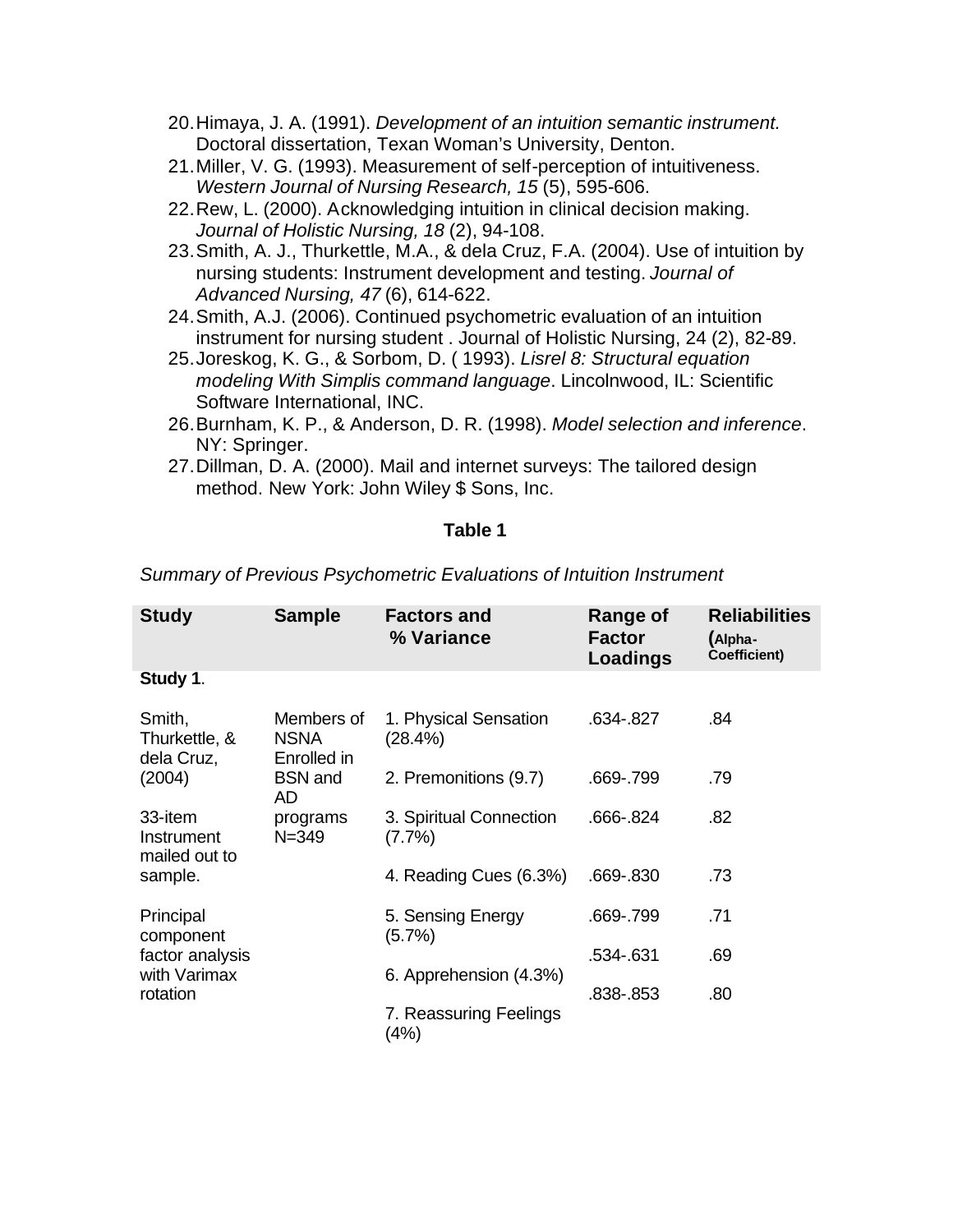20. Himaya, J. A. (1991). *Development of an intuition semantic instrument.* Doctoral dissertation, Texan Woman's University, Denton.
21. Miller, V. G. (1993). Measurement of self-perception of intuitiveness. *Western Journal of Nursing Research, 15* (5), 595-606.
22. Rew, L. (2000). Acknowledging intuition in clinical decision making. *Journal of Holistic Nursing, 18* (2), 94-108.
23. Smith, A. J., Thurkettle, M.A., & dela Cruz, F.A. (2004). Use of intuition by nursing students: Instrument development and testing. *Journal of Advanced Nursing, 47* (6), 614-622.
24. Smith, A.J. (2006). Continued psychometric evaluation of an intuition instrument for nursing student . Journal of Holistic Nursing, 24 (2), 82-89.
25. Joreskog, K. G., & Sorbom, D. ( 1993). *Lisrel 8: Structural equation modeling With Simplis command language*. Lincolnwood, IL: Scientific Software International, INC.
26. Burnham, K. P., & Anderson, D. R. (1998). *Model selection and inference*. NY: Springer.
27. Dillman, D. A. (2000). Mail and internet surveys: The tailored design method. New York: John Wiley $ Sons, Inc.

**Table 1**

*Summary of Previous Psychometric Evaluations of Intuition Instrument*

| Study | Sample | Factors and % Variance | Range of Factor Loadings | Reliabilities (Alpha-Coefficient) |
|---|---|---|---|---|
| **Study 1**. | | | | |
| Smith, Thurkettle, & dela Cruz, (2004) | Members of NSNA Enrolled in BSN and AD programs N=349 | 1. Physical Sensation (28.4%) | .634-.827 | .84 |
| 33-item Instrument mailed out to sample. | | 2. Premonitions (9.7) | .669-.799 | .79 |
| Principal component factor analysis with Varimax rotation | | 3. Spiritual Connection (7.7%) | .666-.824 | .82 |
| | | 4. Reading Cues (6.3%) | .669-.830 | .73 |
| | | 5. Sensing Energy (5.7%) | .669-.799 | .71 |
| | | 6. Apprehension (4.3%) | .534-.631 | .69 |
| | | 7. Reassuring Feelings (4%) | .838-.853 | .80 |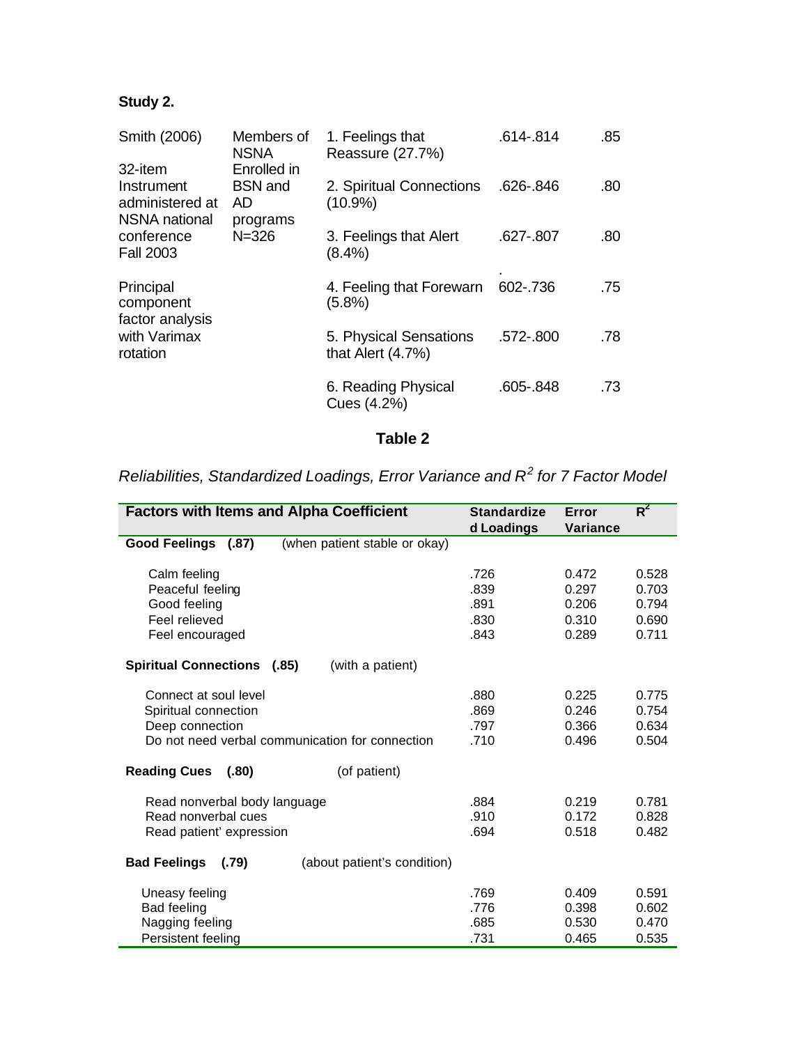**Study 2.**

| | | | | |
|---|---|---|---|---|
| Smith (2006)<br>32-item Instrument administered at NSNA national conference Fall 2003<br>Principal component factor analysis with Varimax rotation | Members of NSNA Enrolled in BSN and AD programs N=326 | 1. Feelings that Reassure (27.7%) | .614-.814 | .85 |
| | | 2. Spiritual Connections (10.9%) | .626-.846 | .80 |
| | | 3. Feelings that Alert (8.4%) | .627-.807 | .80 |
| | | 4. Feeling that Forewarn (5.8%) | .602-.736 | .75 |
| | | 5. Physical Sensations that Alert (4.7%) | .572-.800 | .78 |
| | | 6. Reading Physical Cues (4.2%) | .605-.848 | .73 |

**Table 2**

*Reliabilities, Standardized Loadings, Error Variance and $R^2$ for 7 Factor Model*

| Factors with Items and Alpha Coefficient | Standardized Loadings | Error Variance | $R^2$ |
|---|---|---|---|
| **Good Feelings (.87)** (when patient stable or okay) | | | |
| Calm feeling | .726 | 0.472 | 0.528 |
| Peaceful feeling | .839 | 0.297 | 0.703 |
| Good feeling | .891 | 0.206 | 0.794 |
| Feel relieved | .830 | 0.310 | 0.690 |
| Feel encouraged | .843 | 0.289 | 0.711 |
| **Spiritual Connections (.85)** (with a patient) | | | |
| Connect at soul level | .880 | 0.225 | 0.775 |
| Spiritual connection | .869 | 0.246 | 0.754 |
| Deep connection | .797 | 0.366 | 0.634 |
| Do not need verbal communication for connection | .710 | 0.496 | 0.504 |
| **Reading Cues (.80)** (of patient) | | | |
| Read nonverbal body language | .884 | 0.219 | 0.781 |
| Read nonverbal cues | .910 | 0.172 | 0.828 |
| Read patient' expression | .694 | 0.518 | 0.482 |
| **Bad Feelings (.79)** (about patient's condition) | | | |
| Uneasy feeling | .769 | 0.409 | 0.591 |
| Bad feeling | .776 | 0.398 | 0.602 |
| Nagging feeling | .685 | 0.530 | 0.470 |
| Persistent feeling | .731 | 0.465 | 0.535 |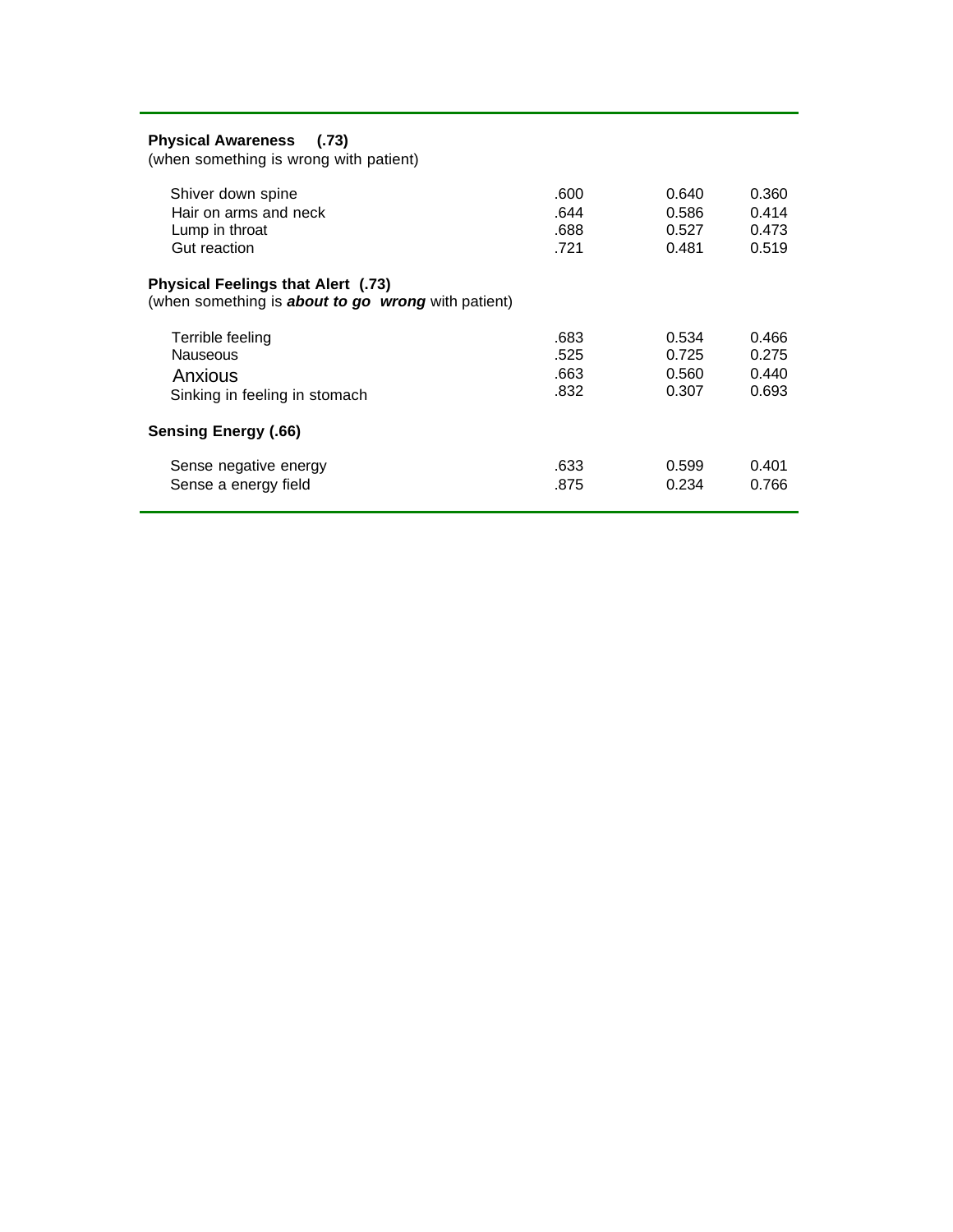| | | | |
|---|---|---|---|
| **Physical Awareness (.73)**<br>(when something is wrong with patient) | | | |
| Shiver down spine | .600 | 0.640 | 0.360 |
| Hair on arms and neck | .644 | 0.586 | 0.414 |
| Lump in throat | .688 | 0.527 | 0.473 |
| Gut reaction | .721 | 0.481 | 0.519 |
| **Physical Feelings that Alert (.73)**<br>(when something is ***about to go wrong*** with patient) | | | |
| Terrible feeling | .683 | 0.534 | 0.466 |
| Nauseous | .525 | 0.725 | 0.275 |
| Anxious | .663 | 0.560 | 0.440 |
| Sinking in feeling in stomach | .832 | 0.307 | 0.693 |
| **Sensing Energy (.66)** | | | |
| Sense negative energy | .633 | 0.599 | 0.401 |
| Sense a energy field | .875 | 0.234 | 0.766 |